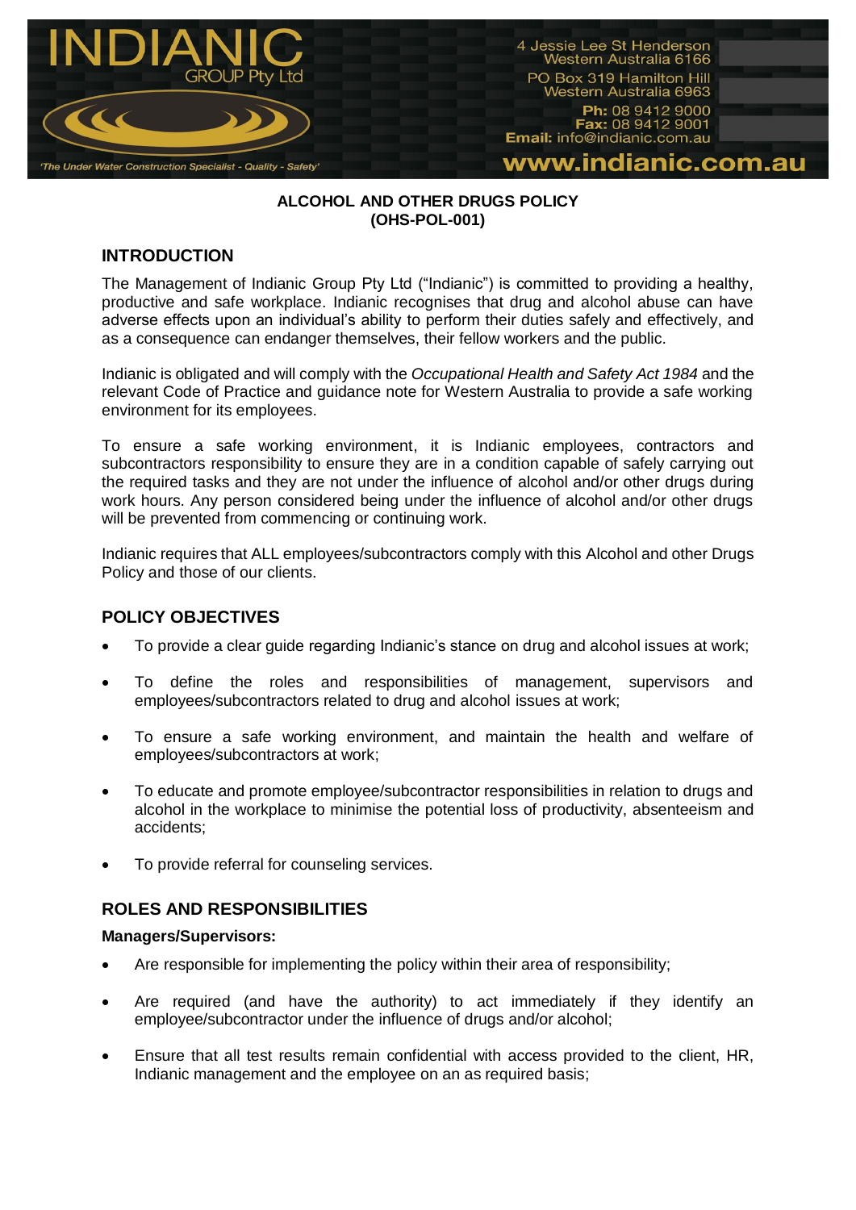**ALCOHOL AND OTHER DRUGS POLICY**
**(OHS-POL-001)**

## INTRODUCTION

The Management of Indianic Group Pty Ltd ("Indianic") is committed to providing a healthy, productive and safe workplace. Indianic recognises that drug and alcohol abuse can have adverse effects upon an individual's ability to perform their duties safely and effectively, and as a consequence can endanger themselves, their fellow workers and the public.

Indianic is obligated and will comply with the *Occupational Health and Safety Act 1984* and the relevant Code of Practice and guidance note for Western Australia to provide a safe working environment for its employees.

To ensure a safe working environment, it is Indianic employees, contractors and subcontractors responsibility to ensure they are in a condition capable of safely carrying out the required tasks and they are not under the influence of alcohol and/or other drugs during work hours. Any person considered being under the influence of alcohol and/or other drugs will be prevented from commencing or continuing work.

Indianic requires that ALL employees/subcontractors comply with this Alcohol and other Drugs Policy and those of our clients.

## POLICY OBJECTIVES

- To provide a clear guide regarding Indianic's stance on drug and alcohol issues at work;
- To define the roles and responsibilities of management, supervisors and employees/subcontractors related to drug and alcohol issues at work;
- To ensure a safe working environment, and maintain the health and welfare of employees/subcontractors at work;
- To educate and promote employee/subcontractor responsibilities in relation to drugs and alcohol in the workplace to minimise the potential loss of productivity, absenteeism and accidents;
- To provide referral for counseling services.

## ROLES AND RESPONSIBILITIES

**Managers/Supervisors:**

- Are responsible for implementing the policy within their area of responsibility;
- Are required (and have the authority) to act immediately if they identify an employee/subcontractor under the influence of drugs and/or alcohol;
- Ensure that all test results remain confidential with access provided to the client, HR, Indianic management and the employee on an as required basis;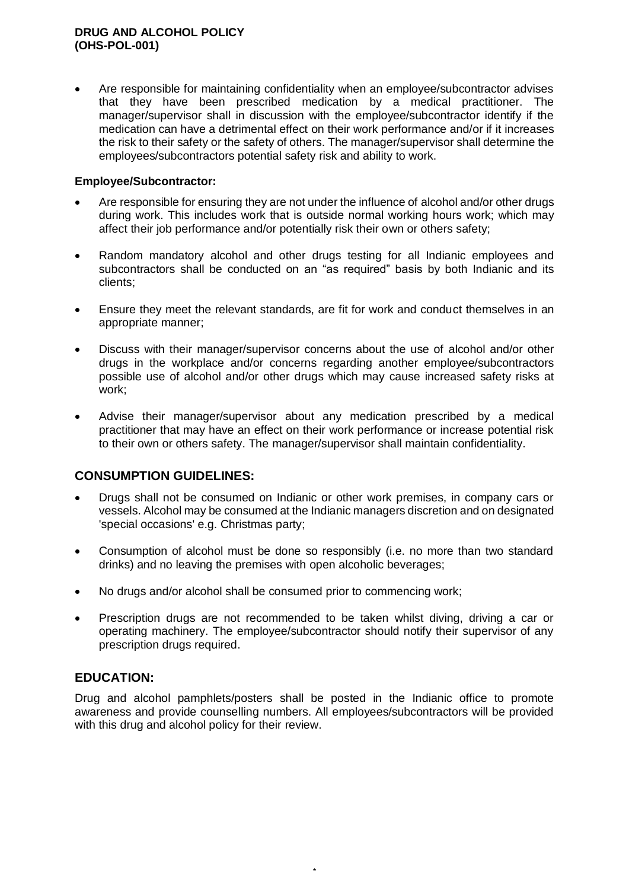- Are responsible for maintaining confidentiality when an employee/subcontractor advises that they have been prescribed medication by a medical practitioner. The manager/supervisor shall in discussion with the employee/subcontractor identify if the medication can have a detrimental effect on their work performance and/or if it increases the risk to their safety or the safety of others. The manager/supervisor shall determine the employees/subcontractors potential safety risk and ability to work.

**Employee/Subcontractor:**

- Are responsible for ensuring they are not under the influence of alcohol and/or other drugs during work. This includes work that is outside normal working hours work; which may affect their job performance and/or potentially risk their own or others safety;
- Random mandatory alcohol and other drugs testing for all Indianic employees and subcontractors shall be conducted on an "as required" basis by both Indianic and its clients;
- Ensure they meet the relevant standards, are fit for work and conduct themselves in an appropriate manner;
- Discuss with their manager/supervisor concerns about the use of alcohol and/or other drugs in the workplace and/or concerns regarding another employee/subcontractors possible use of alcohol and/or other drugs which may cause increased safety risks at work;
- Advise their manager/supervisor about any medication prescribed by a medical practitioner that may have an effect on their work performance or increase potential risk to their own or others safety. The manager/supervisor shall maintain confidentiality.

## CONSUMPTION GUIDELINES:

- Drugs shall not be consumed on Indianic or other work premises, in company cars or vessels. Alcohol may be consumed at the Indianic managers discretion and on designated 'special occasions' e.g. Christmas party;
- Consumption of alcohol must be done so responsibly (i.e. no more than two standard drinks) and no leaving the premises with open alcoholic beverages;
- No drugs and/or alcohol shall be consumed prior to commencing work;
- Prescription drugs are not recommended to be taken whilst diving, driving a car or operating machinery. The employee/subcontractor should notify their supervisor of any prescription drugs required.

## EDUCATION:

Drug and alcohol pamphlets/posters shall be posted in the Indianic office to promote awareness and provide counselling numbers. All employees/subcontractors will be provided with this drug and alcohol policy for their review.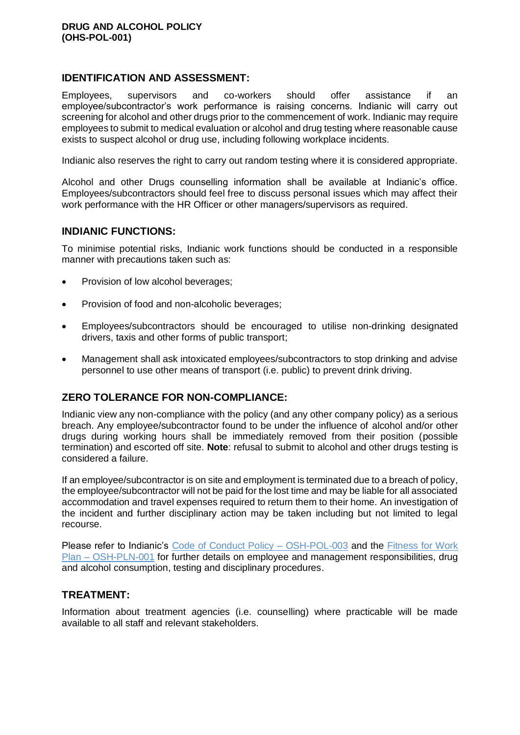## IDENTIFICATION AND ASSESSMENT:

Employees, supervisors and co-workers should offer assistance if an employee/subcontractor's work performance is raising concerns. Indianic will carry out screening for alcohol and other drugs prior to the commencement of work. Indianic may require employees to submit to medical evaluation or alcohol and drug testing where reasonable cause exists to suspect alcohol or drug use, including following workplace incidents.

Indianic also reserves the right to carry out random testing where it is considered appropriate.

Alcohol and other Drugs counselling information shall be available at Indianic's office. Employees/subcontractors should feel free to discuss personal issues which may affect their work performance with the HR Officer or other managers/supervisors as required.

## INDIANIC FUNCTIONS:

To minimise potential risks, Indianic work functions should be conducted in a responsible manner with precautions taken such as:

- Provision of low alcohol beverages;
- Provision of food and non-alcoholic beverages;
- Employees/subcontractors should be encouraged to utilise non-drinking designated drivers, taxis and other forms of public transport;
- Management shall ask intoxicated employees/subcontractors to stop drinking and advise personnel to use other means of transport (i.e. public) to prevent drink driving.

## ZERO TOLERANCE FOR NON-COMPLIANCE:

Indianic view any non-compliance with the policy (and any other company policy) as a serious breach. Any employee/subcontractor found to be under the influence of alcohol and/or other drugs during working hours shall be immediately removed from their position (possible termination) and escorted off site. **Note**: refusal to submit to alcohol and other drugs testing is considered a failure.

If an employee/subcontractor is on site and employment is terminated due to a breach of policy, the employee/subcontractor will not be paid for the lost time and may be liable for all associated accommodation and travel expenses required to return them to their home. An investigation of the incident and further disciplinary action may be taken including but not limited to legal recourse.

Please refer to Indianic's Code of Conduct Policy – OSH-POL-003 and the Fitness for Work Plan – OSH-PLN-001 for further details on employee and management responsibilities, drug and alcohol consumption, testing and disciplinary procedures.

## TREATMENT:

Information about treatment agencies (i.e. counselling) where practicable will be made available to all staff and relevant stakeholders.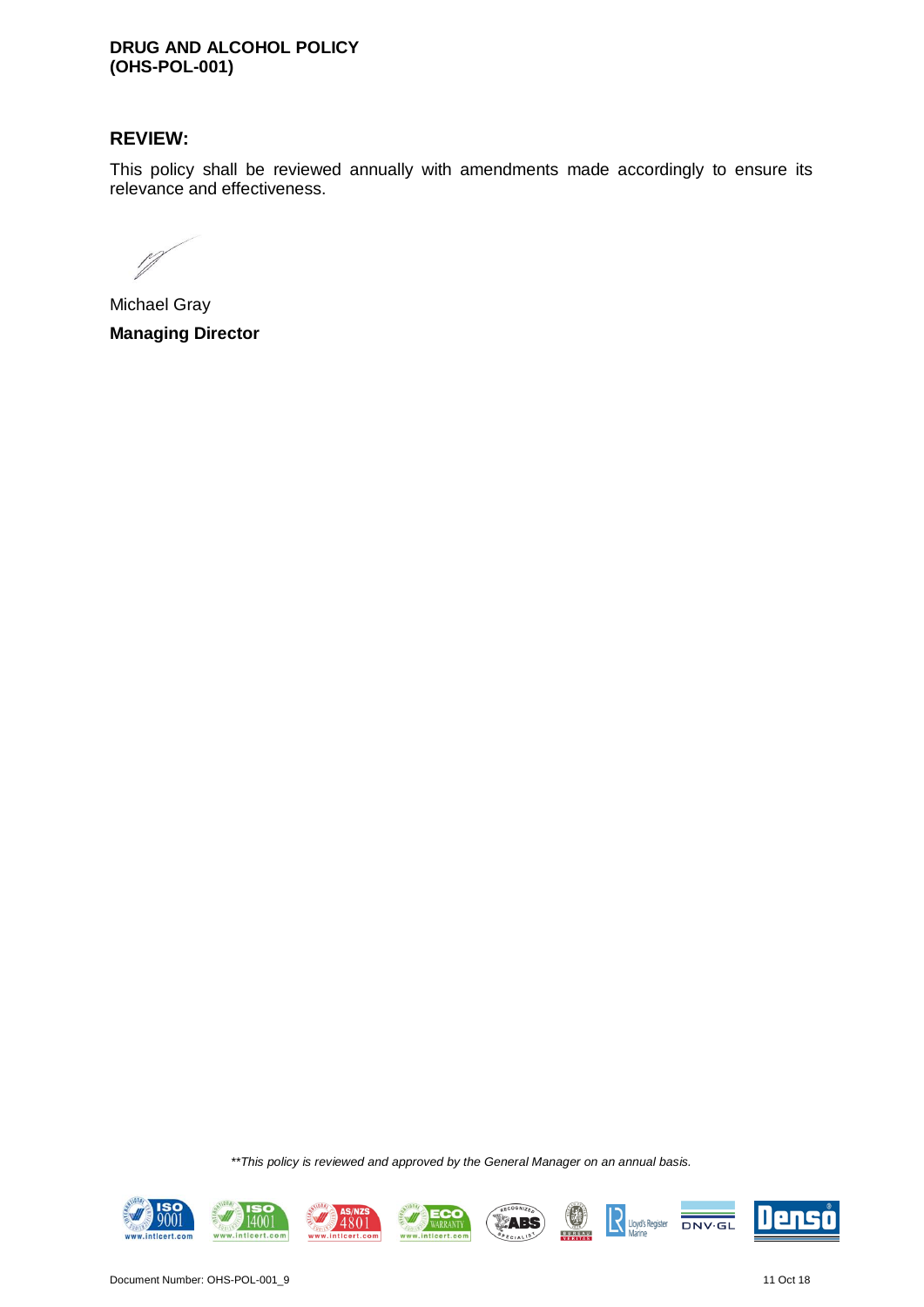## REVIEW:

This policy shall be reviewed annually with amendments made accordingly to ensure its relevance and effectiveness.

Michael Gray

**Managing Director**

*\*\*This policy is reviewed and approved by the General Manager on an annual basis.*